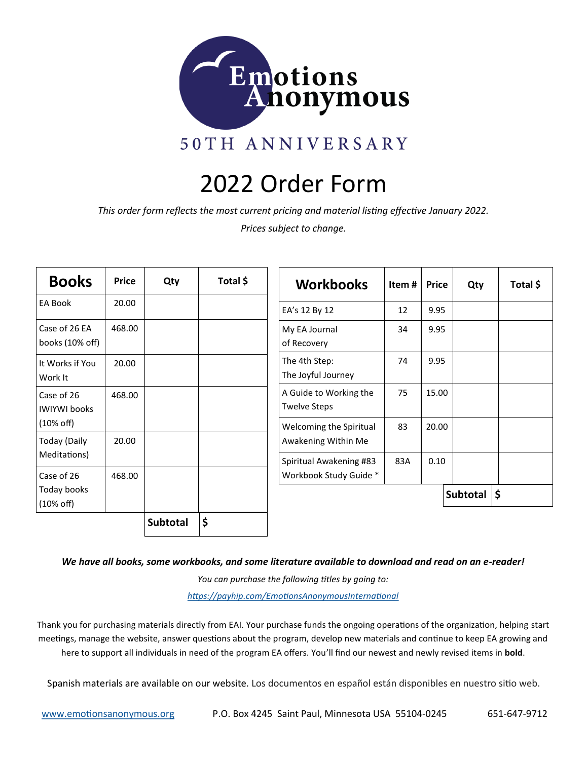Emotions Anonymous

50TH ANNIVERSARY

# 2022 Order Form

*This order form reflects the most current pricing and material listing effective January 2022.*

*Prices subject to change.*

| Books | Price | Qty | Total $ |
|---|---|---|---|
| EA Book | 20.00 | | |
| Case of 26 EA books (10% off) | 468.00 | | |
| It Works if You Work It | 20.00 | | |
| Case of 26 IWIYWI books (10% off) | 468.00 | | |
| Today (Daily Meditations) | 20.00 | | |
| Case of 26 Today books (10% off) | 468.00 | | |
| | | **Subtotal** | **$** |

| Workbooks | Item # | Price | Qty | Total $ |
|---|---|---|---|---|
| EA's 12 By 12 | 12 | 9.95 | | |
| My EA Journal of Recovery | 34 | 9.95 | | |
| The 4th Step: The Joyful Journey | 74 | 9.95 | | |
| A Guide to Working the Twelve Steps | 75 | 15.00 | | |
| Welcoming the Spiritual Awakening Within Me | 83 | 20.00 | | |
| Spiritual Awakening #83 Workbook Study Guide * | 83A | 0.10 | | |
| | | | **Subtotal** | **$** |

***We have all books, some workbooks, and some literature available to download and read on an e-reader!***

*You can purchase the following titles by going to:*

*https://payhip.com/EmotionsAnonymousInternational*

Thank you for purchasing materials directly from EAI. Your purchase funds the ongoing operations of the organization, helping start meetings, manage the website, answer questions about the program, develop new materials and continue to keep EA growing and here to support all individuals in need of the program EA offers. You'll find our newest and newly revised items in **bold**.

Spanish materials are available on our website. Los documentos en español están disponibles en nuestro sitio web.

www.emotionsanonymous.org P.O. Box 4245 Saint Paul, Minnesota USA 55104-0245 651-647-9712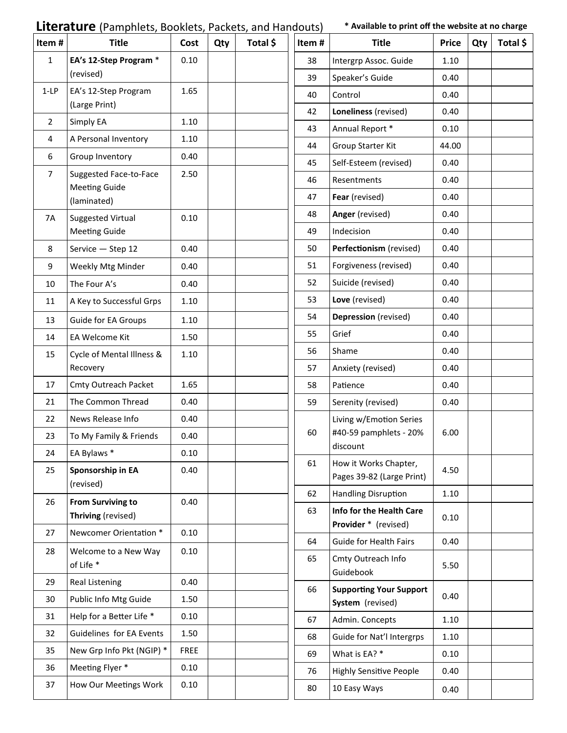# **Literature** (Pamphlets, Booklets, Packets, and Handouts)

**\* Available to print off the website at no charge**

| Item # | Title | Cost | Qty | Total $ |
|---|---|---|---|---|
| 1 | **EA's 12-Step Program** * (revised) | 0.10 | | |
| 1-LP | EA's 12-Step Program (Large Print) | 1.65 | | |
| 2 | Simply EA | 1.10 | | |
| 4 | A Personal Inventory | 1.10 | | |
| 6 | Group Inventory | 0.40 | | |
| 7 | Suggested Face-to-Face Meeting Guide (laminated) | 2.50 | | |
| 7A | Suggested Virtual Meeting Guide | 0.10 | | |
| 8 | Service — Step 12 | 0.40 | | |
| 9 | Weekly Mtg Minder | 0.40 | | |
| 10 | The Four A's | 0.40 | | |
| 11 | A Key to Successful Grps | 1.10 | | |
| 13 | Guide for EA Groups | 1.10 | | |
| 14 | EA Welcome Kit | 1.50 | | |
| 15 | Cycle of Mental Illness & Recovery | 1.10 | | |
| 17 | Cmty Outreach Packet | 1.65 | | |
| 21 | The Common Thread | 0.40 | | |
| 22 | News Release Info | 0.40 | | |
| 23 | To My Family & Friends | 0.40 | | |
| 24 | EA Bylaws * | 0.10 | | |
| 25 | **Sponsorship in EA** (revised) | 0.40 | | |
| 26 | **From Surviving to Thriving** (revised) | 0.40 | | |
| 27 | Newcomer Orientation * | 0.10 | | |
| 28 | Welcome to a New Way of Life * | 0.10 | | |
| 29 | Real Listening | 0.40 | | |
| 30 | Public Info Mtg Guide | 1.50 | | |
| 31 | Help for a Better Life * | 0.10 | | |
| 32 | Guidelines for EA Events | 1.50 | | |
| 35 | New Grp Info Pkt (NGIP) * | FREE | | |
| 36 | Meeting Flyer * | 0.10 | | |
| 37 | How Our Meetings Work | 0.10 | | |

| Item # | Title | Price | Qty | Total $ |
|---|---|---|---|---|
| 38 | Intergrp Assoc. Guide | 1.10 | | |
| 39 | Speaker's Guide | 0.40 | | |
| 40 | Control | 0.40 | | |
| 42 | **Loneliness** (revised) | 0.40 | | |
| 43 | Annual Report * | 0.10 | | |
| 44 | Group Starter Kit | 44.00 | | |
| 45 | Self-Esteem (revised) | 0.40 | | |
| 46 | Resentments | 0.40 | | |
| 47 | **Fear** (revised) | 0.40 | | |
| 48 | **Anger** (revised) | 0.40 | | |
| 49 | Indecision | 0.40 | | |
| 50 | **Perfectionism** (revised) | 0.40 | | |
| 51 | Forgiveness (revised) | 0.40 | | |
| 52 | Suicide (revised) | 0.40 | | |
| 53 | **Love** (revised) | 0.40 | | |
| 54 | **Depression** (revised) | 0.40 | | |
| 55 | Grief | 0.40 | | |
| 56 | Shame | 0.40 | | |
| 57 | Anxiety (revised) | 0.40 | | |
| 58 | Patience | 0.40 | | |
| 59 | Serenity (revised) | 0.40 | | |
| 60 | Living w/Emotion Series #40-59 pamphlets - 20% discount | 6.00 | | |
| 61 | How it Works Chapter, Pages 39-82 (Large Print) | 4.50 | | |
| 62 | Handling Disruption | 1.10 | | |
| 63 | **Info for the Health Care Provider** * (revised) | 0.10 | | |
| 64 | Guide for Health Fairs | 0.40 | | |
| 65 | Cmty Outreach Info Guidebook | 5.50 | | |
| 66 | **Supporting Your Support System** (revised) | 0.40 | | |
| 67 | Admin. Concepts | 1.10 | | |
| 68 | Guide for Nat'l Intergrps | 1.10 | | |
| 69 | What is EA? * | 0.10 | | |
| 76 | Highly Sensitive People | 0.40 | | |
| 80 | 10 Easy Ways | 0.40 | | |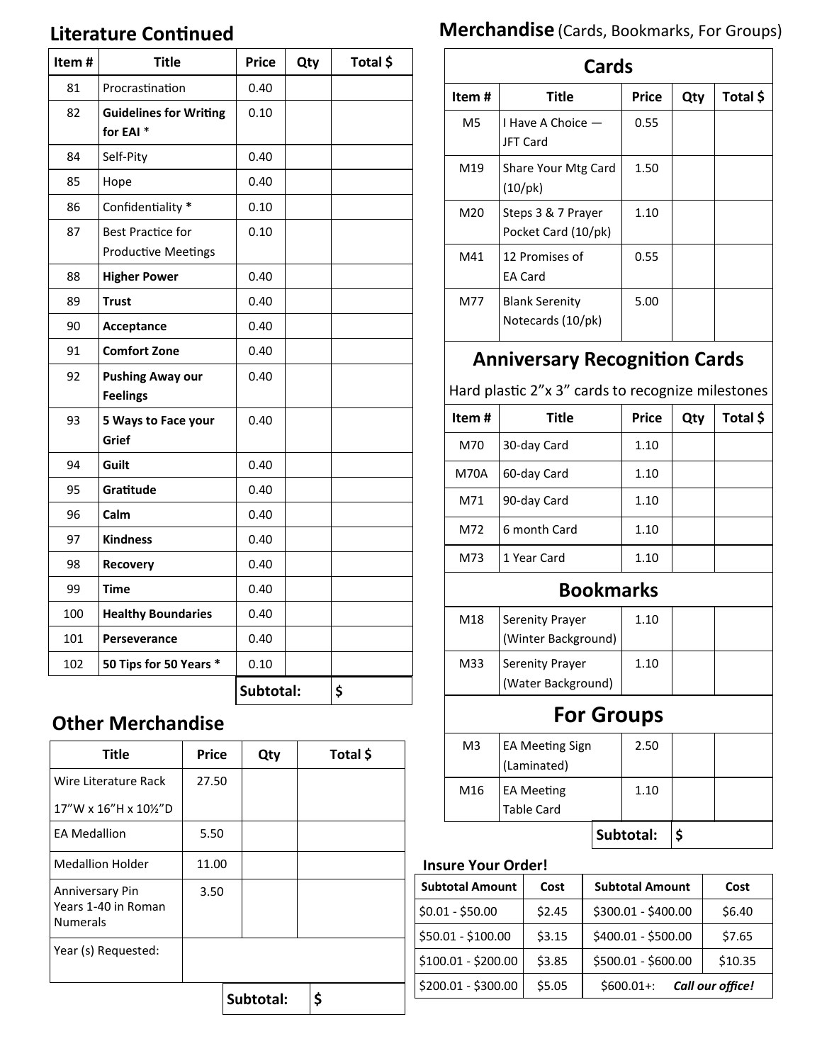## Literature Continued

| Item # | Title | Price | Qty | Total $ |
|---|---|---|---|---|
| 81 | Procrastination | 0.40 | | |
| 82 | **Guidelines for Writing for EAI** * | 0.10 | | |
| 84 | Self-Pity | 0.40 | | |
| 85 | Hope | 0.40 | | |
| 86 | Confidentiality * | 0.10 | | |
| 87 | Best Practice for Productive Meetings | 0.10 | | |
| 88 | **Higher Power** | 0.40 | | |
| 89 | **Trust** | 0.40 | | |
| 90 | **Acceptance** | 0.40 | | |
| 91 | **Comfort Zone** | 0.40 | | |
| 92 | **Pushing Away our Feelings** | 0.40 | | |
| 93 | **5 Ways to Face your Grief** | 0.40 | | |
| 94 | **Guilt** | 0.40 | | |
| 95 | **Gratitude** | 0.40 | | |
| 96 | **Calm** | 0.40 | | |
| 97 | **Kindness** | 0.40 | | |
| 98 | **Recovery** | 0.40 | | |
| 99 | **Time** | 0.40 | | |
| 100 | **Healthy Boundaries** | 0.40 | | |
| 101 | **Perseverance** | 0.40 | | |
| 102 | **50 Tips for 50 Years** * | 0.10 | | |
| | | **Subtotal:** | | $ |

## Other Merchandise

| Title | Price | Qty | Total $ |
|---|---|---|---|
| Wire Literature Rack 17"W x 16"H x 10½"D | 27.50 | | |
| EA Medallion | 5.50 | | |
| Medallion Holder | 11.00 | | |
| Anniversary Pin Years 1-40 in Roman Numerals | 3.50 | | |
| Year (s) Requested: | | | |
| | | **Subtotal:** | $ |

## Merchandise (Cards, Bookmarks, For Groups)

### Cards

| Item # | Title | Price | Qty | Total $ |
|---|---|---|---|---|
| M5 | I Have A Choice — JFT Card | 0.55 | | |
| M19 | Share Your Mtg Card (10/pk) | 1.50 | | |
| M20 | Steps 3 & 7 Prayer Pocket Card (10/pk) | 1.10 | | |
| M41 | 12 Promises of EA Card | 0.55 | | |
| M77 | Blank Serenity Notecards (10/pk) | 5.00 | | |

### Anniversary Recognition Cards

Hard plastic 2"x 3" cards to recognize milestones

| Item # | Title | Price | Qty | Total $ |
|---|---|---|---|---|
| M70 | 30-day Card | 1.10 | | |
| M70A | 60-day Card | 1.10 | | |
| M71 | 90-day Card | 1.10 | | |
| M72 | 6 month Card | 1.10 | | |
| M73 | 1 Year Card | 1.10 | | |

### Bookmarks

| Item # | Title | Price | Qty | Total $ |
|---|---|---|---|---|
| M18 | Serenity Prayer (Winter Background) | 1.10 | | |
| M33 | Serenity Prayer (Water Background) | 1.10 | | |

### For Groups

| Item # | Title | Price | Qty | Total $ |
|---|---|---|---|---|
| M3 | EA Meeting Sign (Laminated) | 2.50 | | |
| M16 | EA Meeting Table Card | 1.10 | | |
| | | | **Subtotal:** | $ |

### Insure Your Order!

| Subtotal Amount | Cost | Subtotal Amount | Cost |
|---|---|---|---|
| $0.01 - $50.00 | $2.45 | $300.01 - $400.00 | $6.40 |
| $50.01 - $100.00 | $3.15 | $400.01 - $500.00 | $7.65 |
| $100.01 - $200.00 | $3.85 | $500.01 - $600.00 | $10.35 |
| $200.01 - $300.00 | $5.05 | $600.01+: | ***Call our office!*** |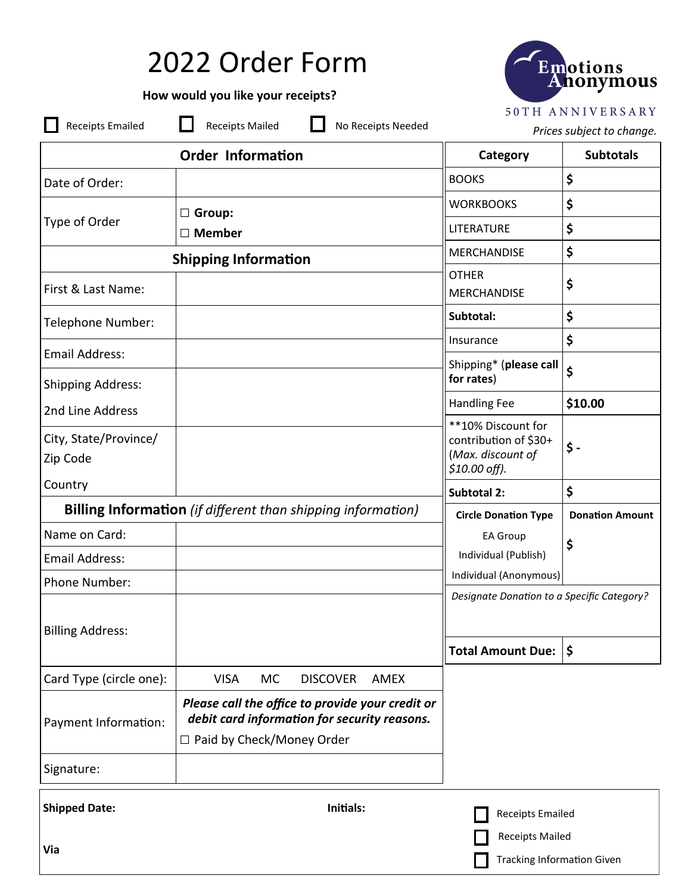# 2022 Order Form

Emotions Anonymous
50TH ANNIVERSARY

**How would you like your receipts?**

☐ Receipts Emailed ☐ Receipts Mailed ☐ No Receipts Needed

*Prices subject to change.*

| **Order Information** | |
|---|---|
| Date of Order: | |
| Type of Order | ☐ **Group:** <br> ☐ **Member** |
| **Shipping Information** | |
| First & Last Name: | |
| Telephone Number: | |
| Email Address: | |
| Shipping Address: <br> 2nd Line Address | |
| City, State/Province/ Zip Code <br> Country | |
| **Billing Information** *(if different than shipping information)* | |
| Name on Card: | |
| Email Address: | |
| Phone Number: | |
| Billing Address: | |
| Card Type (circle one): | VISA MC DISCOVER AMEX |
| Payment Information: | ***Please call the office to provide your credit or debit card information for security reasons.*** <br> ☐ Paid by Check/Money Order |
| Signature: | |

| **Category** | **Subtotals** |
|---|---|
| BOOKS | $ |
| WORKBOOKS | $ |
| LITERATURE | $ |
| MERCHANDISE | $ |
| OTHER MERCHANDISE | $ |
| **Subtotal:** | $ |
| Insurance | $ |
| Shipping* (**please call for rates**) | $ |
| Handling Fee | **$10.00** |
| **10% Discount for contribution of $30+ (*Max. discount of $10.00 off).* | $ - |
| **Subtotal 2:** | $ |
| **Circle Donation Type** | **Donation Amount** |
| EA Group <br> Individual (Publish) <br> Individual (Anonymous) | $ |
| *Designate Donation to a Specific Category?* | |
| **Total Amount Due:** | $ |

**Shipped Date:** **Initials:**

**Via**

☐ Receipts Emailed
☐ Receipts Mailed
☐ Tracking Information Given